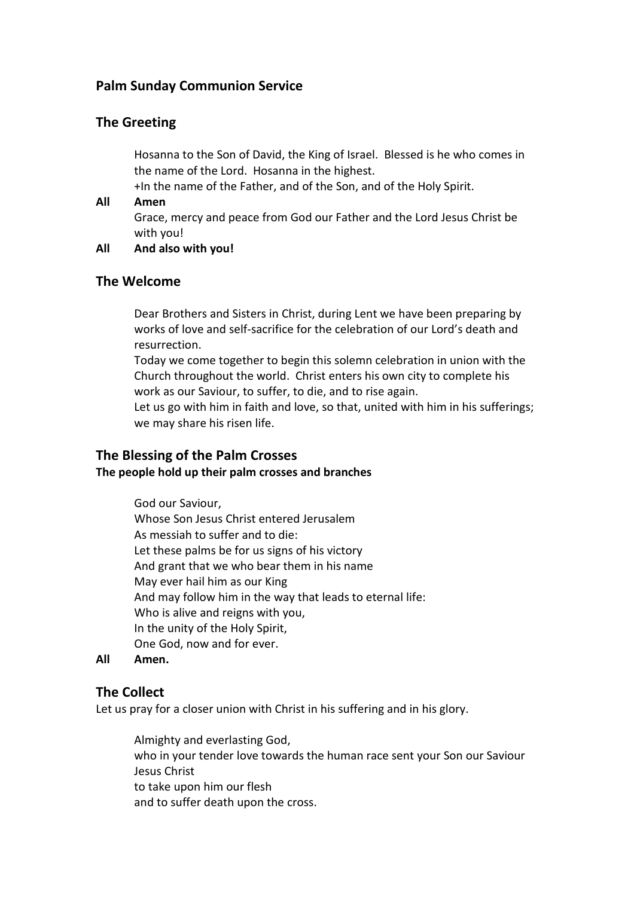## Palm Sunday Communion Service

### The Greeting

Hosanna to the Son of David, the King of Israel. Blessed is he who comes in the name of the Lord. Hosanna in the highest.
+In the name of the Father, and of the Son, and of the Holy Spirit.

**All Amen**

Grace, mercy and peace from God our Father and the Lord Jesus Christ be with you!

**All And also with you!**

### The Welcome

Dear Brothers and Sisters in Christ, during Lent we have been preparing by works of love and self-sacrifice for the celebration of our Lord's death and resurrection.
Today we come together to begin this solemn celebration in union with the Church throughout the world. Christ enters his own city to complete his work as our Saviour, to suffer, to die, and to rise again.
Let us go with him in faith and love, so that, united with him in his sufferings; we may share his risen life.

### The Blessing of the Palm Crosses

**The people hold up their palm crosses and branches**

God our Saviour,
Whose Son Jesus Christ entered Jerusalem
As messiah to suffer and to die:
Let these palms be for us signs of his victory
And grant that we who bear them in his name
May ever hail him as our King
And may follow him in the way that leads to eternal life:
Who is alive and reigns with you,
In the unity of the Holy Spirit,
One God, now and for ever.

**All Amen.**

### The Collect

Let us pray for a closer union with Christ in his suffering and in his glory.

Almighty and everlasting God,
who in your tender love towards the human race sent your Son our Saviour Jesus Christ
to take upon him our flesh
and to suffer death upon the cross.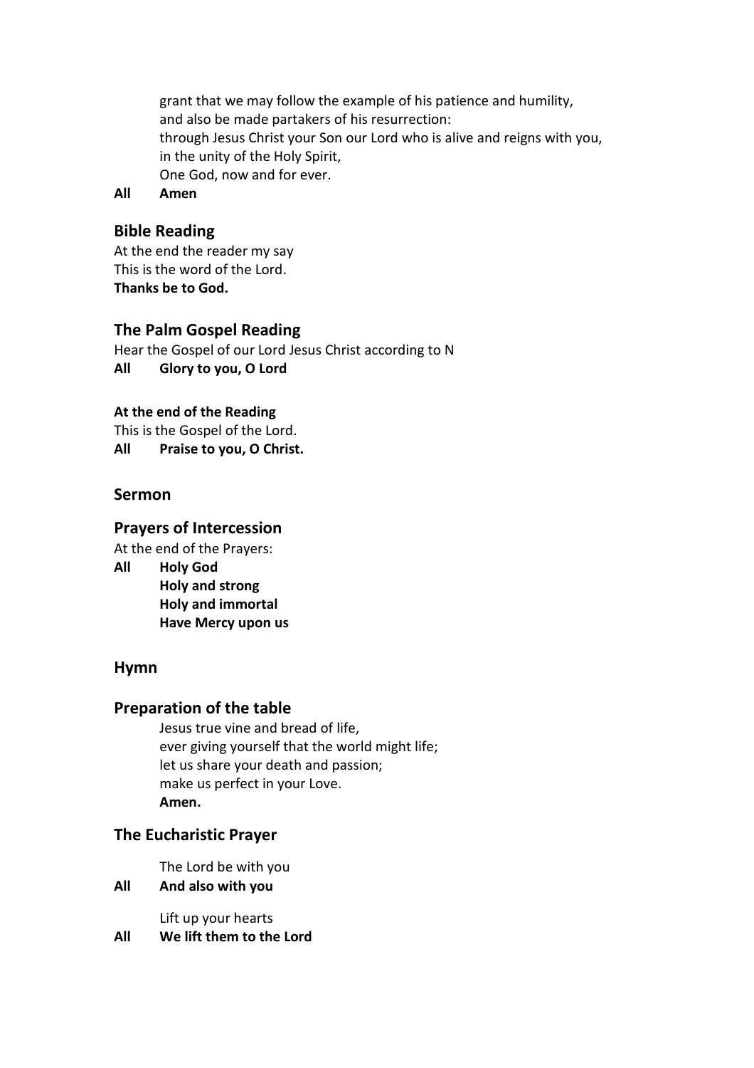grant that we may follow the example of his patience and humility,
and also be made partakers of his resurrection:
through Jesus Christ your Son our Lord who is alive and reigns with you,
in the unity of the Holy Spirit,
One God, now and for ever.

**All Amen**

## Bible Reading

At the end the reader my say
This is the word of the Lord.
**Thanks be to God.**

## The Palm Gospel Reading

Hear the Gospel of our Lord Jesus Christ according to N
**All Glory to you, O Lord**

**At the end of the Reading**
This is the Gospel of the Lord.
**All Praise to you, O Christ.**

## Sermon

## Prayers of Intercession

At the end of the Prayers:

**All Holy God
Holy and strong
Holy and immortal
Have Mercy upon us**

## Hymn

## Preparation of the table

Jesus true vine and bread of life,
ever giving yourself that the world might life;
let us share your death and passion;
make us perfect in your Love.
**Amen.**

## The Eucharistic Prayer

The Lord be with you
**All And also with you**

Lift up your hearts
**All We lift them to the Lord**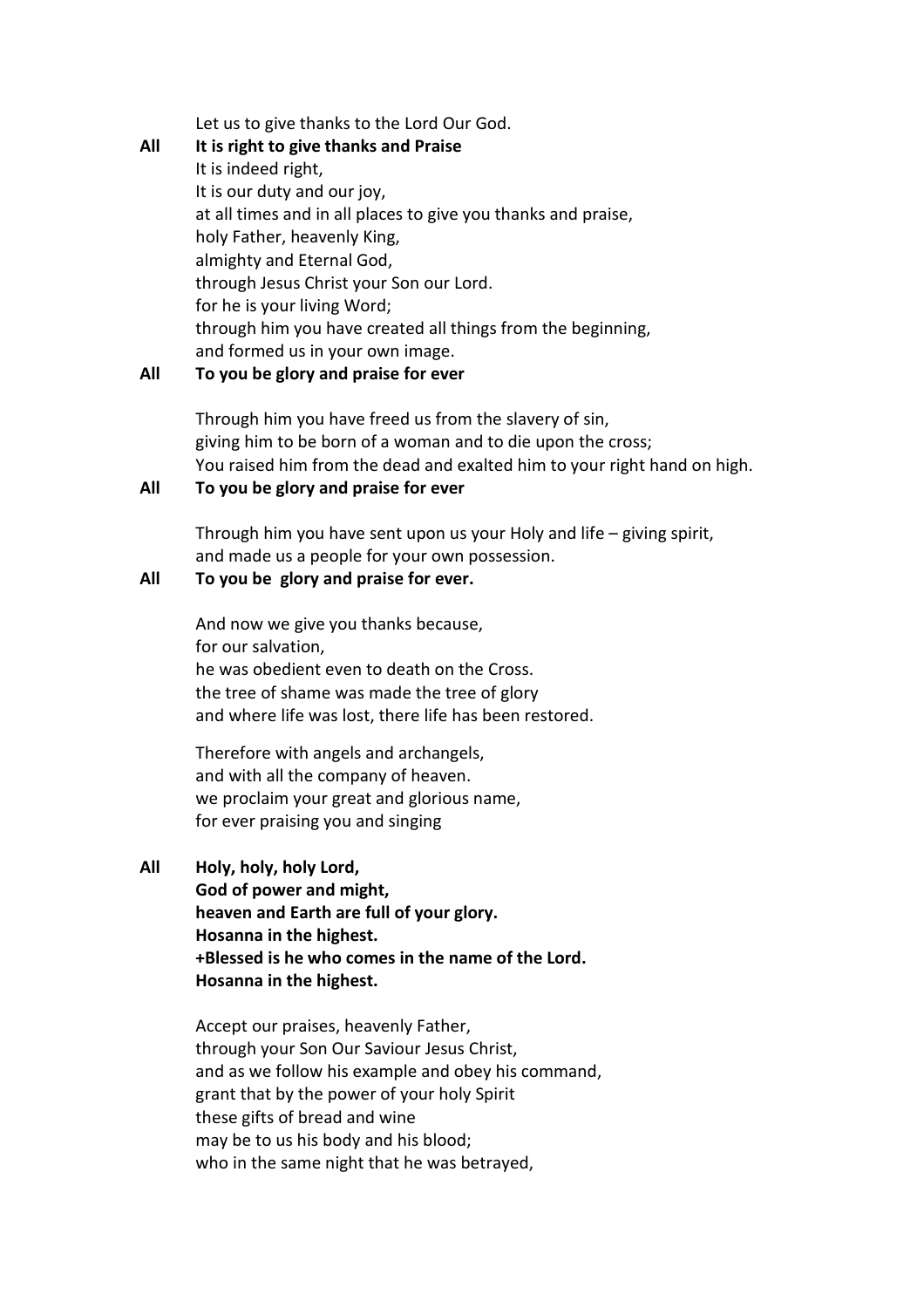Let us to give thanks to the Lord Our God.

**All** **It is right to give thanks and Praise**

It is indeed right,
It is our duty and our joy,
at all times and in all places to give you thanks and praise,
holy Father, heavenly King,
almighty and Eternal God,
through Jesus Christ your Son our Lord.
for he is your living Word;
through him you have created all things from the beginning,
and formed us in your own image.

**All** **To you be glory and praise for ever**

Through him you have freed us from the slavery of sin,
giving him to be born of a woman and to die upon the cross;
You raised him from the dead and exalted him to your right hand on high.

**All** **To you be glory and praise for ever**

Through him you have sent upon us your Holy and life – giving spirit,
and made us a people for your own possession.

**All** **To you be glory and praise for ever.**

And now we give you thanks because,
for our salvation,
he was obedient even to death on the Cross.
the tree of shame was made the tree of glory
and where life was lost, there life has been restored.

Therefore with angels and archangels,
and with all the company of heaven.
we proclaim your great and glorious name,
for ever praising you and singing

**All** **Holy, holy, holy Lord,**
**God of power and might,**
**heaven and Earth are full of your glory.**
**Hosanna in the highest.**
**+Blessed is he who comes in the name of the Lord.**
**Hosanna in the highest.**

Accept our praises, heavenly Father,
through your Son Our Saviour Jesus Christ,
and as we follow his example and obey his command,
grant that by the power of your holy Spirit
these gifts of bread and wine
may be to us his body and his blood;
who in the same night that he was betrayed,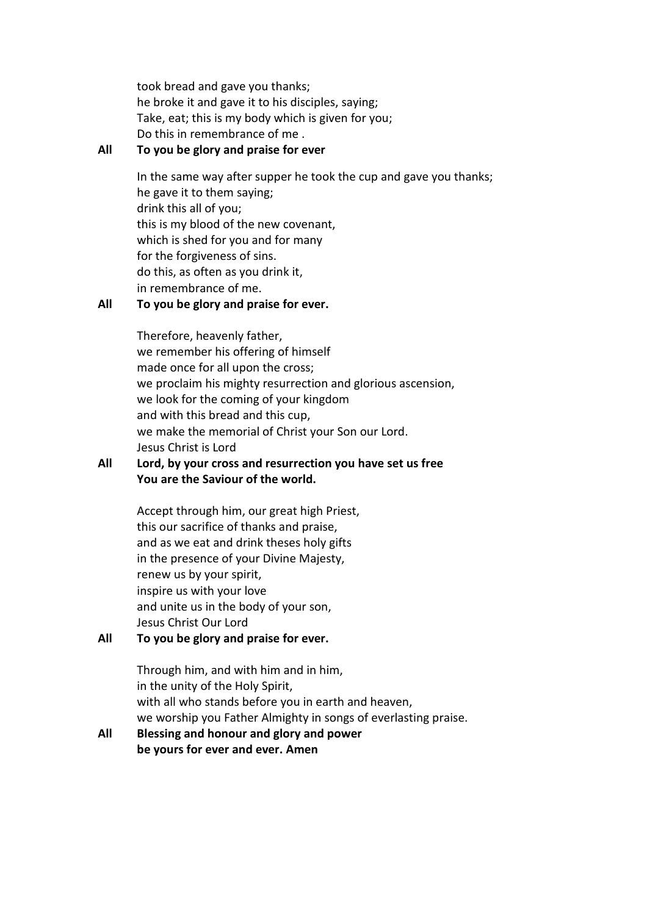took bread and gave you thanks;  
he broke it and gave it to his disciples, saying;  
Take, eat; this is my body which is given for you;  
Do this in remembrance of me .

**All** **To you be glory and praise for ever**

In the same way after supper he took the cup and gave you thanks;  
he gave it to them saying;  
drink this all of you;  
this is my blood of the new covenant,  
which is shed for you and for many  
for the forgiveness of sins.  
do this, as often as you drink it,  
in remembrance of me.

**All** **To you be glory and praise for ever.**

Therefore, heavenly father,  
we remember his offering of himself  
made once for all upon the cross;  
we proclaim his mighty resurrection and glorious ascension,  
we look for the coming of your kingdom  
and with this bread and this cup,  
we make the memorial of Christ your Son our Lord.  
Jesus Christ is Lord

**All** **Lord, by your cross and resurrection you have set us free**  
**You are the Saviour of the world.**

Accept through him, our great high Priest,  
this our sacrifice of thanks and praise,  
and as we eat and drink theses holy gifts  
in the presence of your Divine Majesty,  
renew us by your spirit,  
inspire us with your love  
and unite us in the body of your son,  
Jesus Christ Our Lord

**All** **To you be glory and praise for ever.**

Through him, and with him and in him,  
in the unity of the Holy Spirit,  
with all who stands before you in earth and heaven,  
we worship you Father Almighty in songs of everlasting praise.

**All** **Blessing and honour and glory and power**  
**be yours for ever and ever. Amen**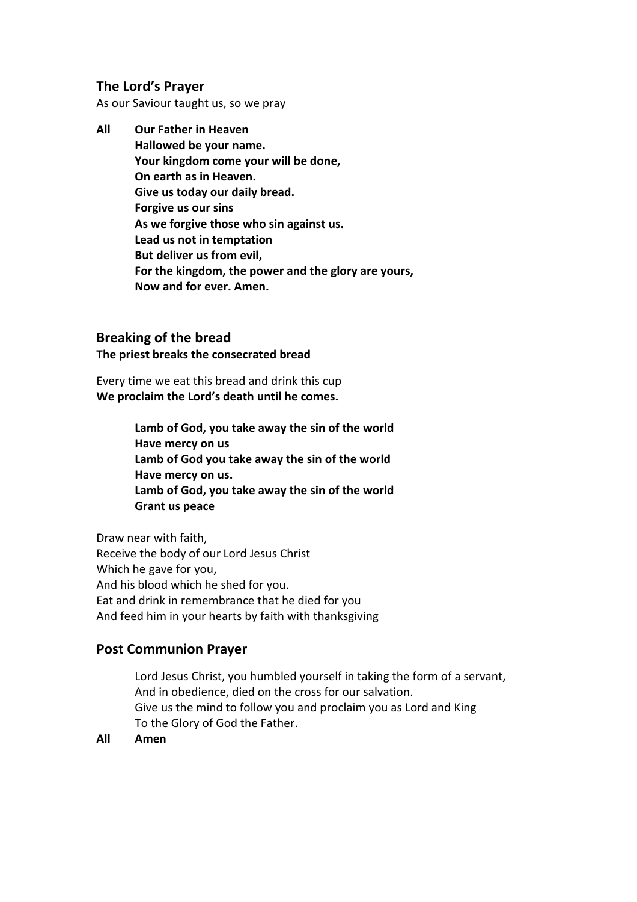## The Lord's Prayer

As our Saviour taught us, so we pray

**All** **Our Father in Heaven**
**Hallowed be your name.**
**Your kingdom come your will be done,**
**On earth as in Heaven.**
**Give us today our daily bread.**
**Forgive us our sins**
**As we forgive those who sin against us.**
**Lead us not in temptation**
**But deliver us from evil,**
**For the kingdom, the power and the glory are yours,**
**Now and for ever. Amen.**

## Breaking of the bread

**The priest breaks the consecrated bread**

Every time we eat this bread and drink this cup
**We proclaim the Lord's death until he comes.**

**Lamb of God, you take away the sin of the world**
**Have mercy on us**
**Lamb of God you take away the sin of the world**
**Have mercy on us.**
**Lamb of God, you take away the sin of the world**
**Grant us peace**

Draw near with faith,
Receive the body of our Lord Jesus Christ
Which he gave for you,
And his blood which he shed for you.
Eat and drink in remembrance that he died for you
And feed him in your hearts by faith with thanksgiving

## Post Communion Prayer

Lord Jesus Christ, you humbled yourself in taking the form of a servant,
And in obedience, died on the cross for our salvation.
Give us the mind to follow you and proclaim you as Lord and King
To the Glory of God the Father.

**All** **Amen**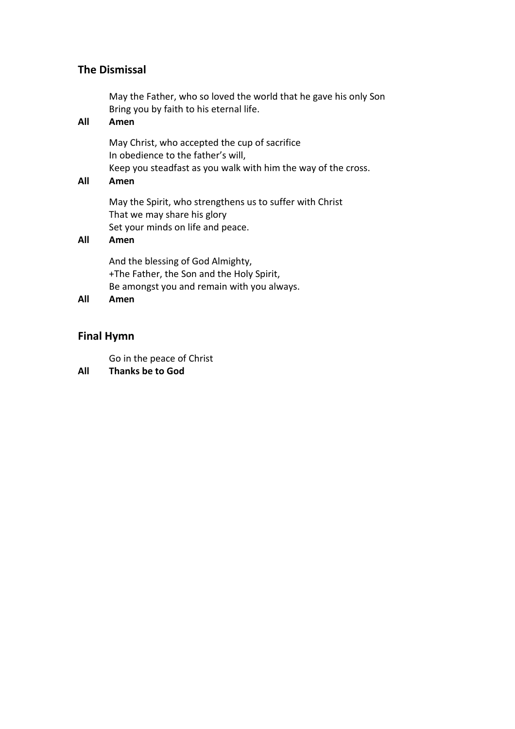## The Dismissal

May the Father, who so loved the world that he gave his only Son
Bring you by faith to his eternal life.

**All** **Amen**

May Christ, who accepted the cup of sacrifice
In obedience to the father's will,
Keep you steadfast as you walk with him the way of the cross.

**All** **Amen**

May the Spirit, who strengthens us to suffer with Christ
That we may share his glory
Set your minds on life and peace.

**All** **Amen**

And the blessing of God Almighty,
+The Father, the Son and the Holy Spirit,
Be amongst you and remain with you always.

**All** **Amen**

## Final Hymn

Go in the peace of Christ

**All** **Thanks be to God**